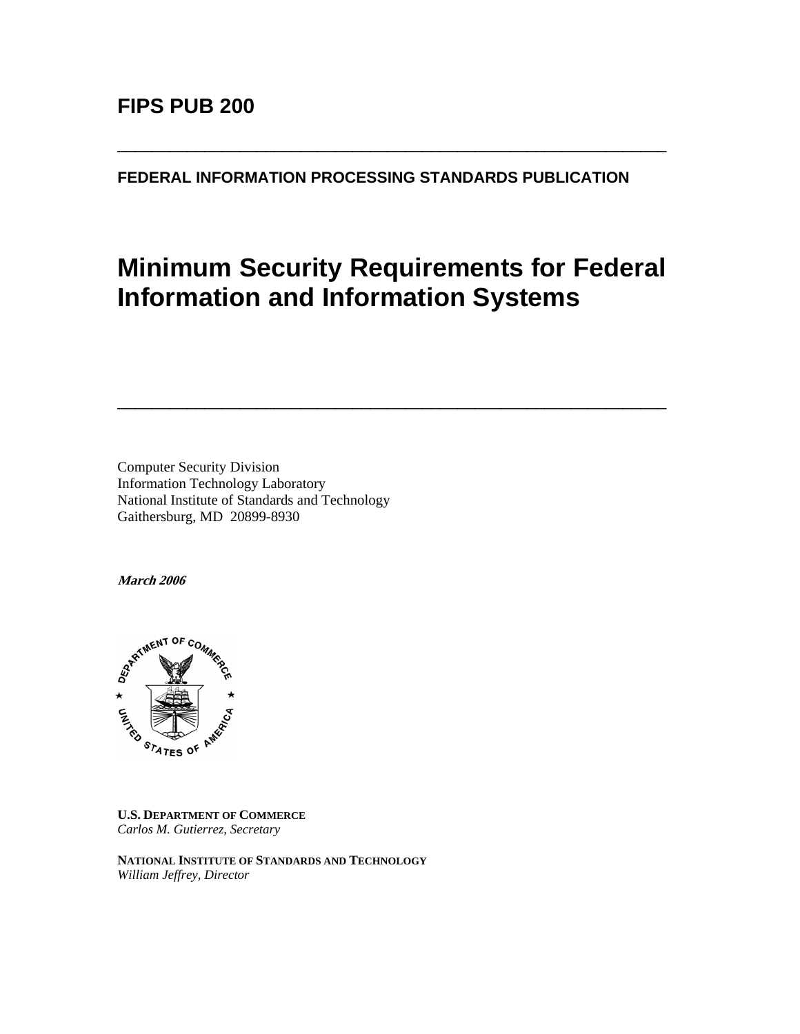# FIPS PUB 200

---

## FEDERAL INFORMATION PROCESSING STANDARDS PUBLICATION

# Minimum Security Requirements for Federal Information and Information Systems

---

Computer Security Division
Information Technology Laboratory
National Institute of Standards and Technology
Gaithersburg, MD 20899-8930

***March 2006***

**U.S. DEPARTMENT OF COMMERCE**
*Carlos M. Gutierrez, Secretary*

**NATIONAL INSTITUTE OF STANDARDS AND TECHNOLOGY**
*William Jeffrey, Director*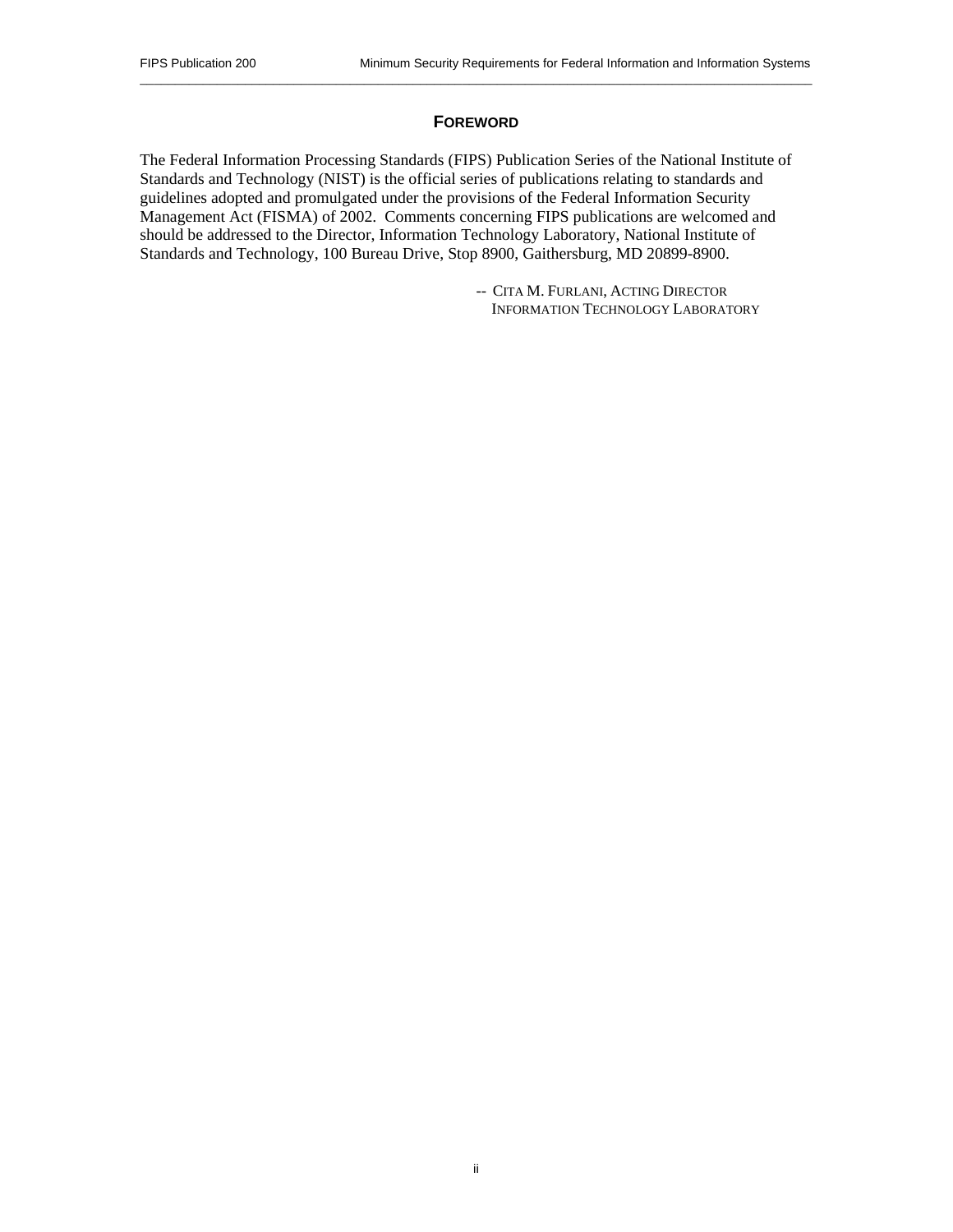## FOREWORD

The Federal Information Processing Standards (FIPS) Publication Series of the National Institute of Standards and Technology (NIST) is the official series of publications relating to standards and guidelines adopted and promulgated under the provisions of the Federal Information Security Management Act (FISMA) of 2002. Comments concerning FIPS publications are welcomed and should be addressed to the Director, Information Technology Laboratory, National Institute of Standards and Technology, 100 Bureau Drive, Stop 8900, Gaithersburg, MD 20899-8900.

-- CITA M. FURLANI, ACTING DIRECTOR
INFORMATION TECHNOLOGY LABORATORY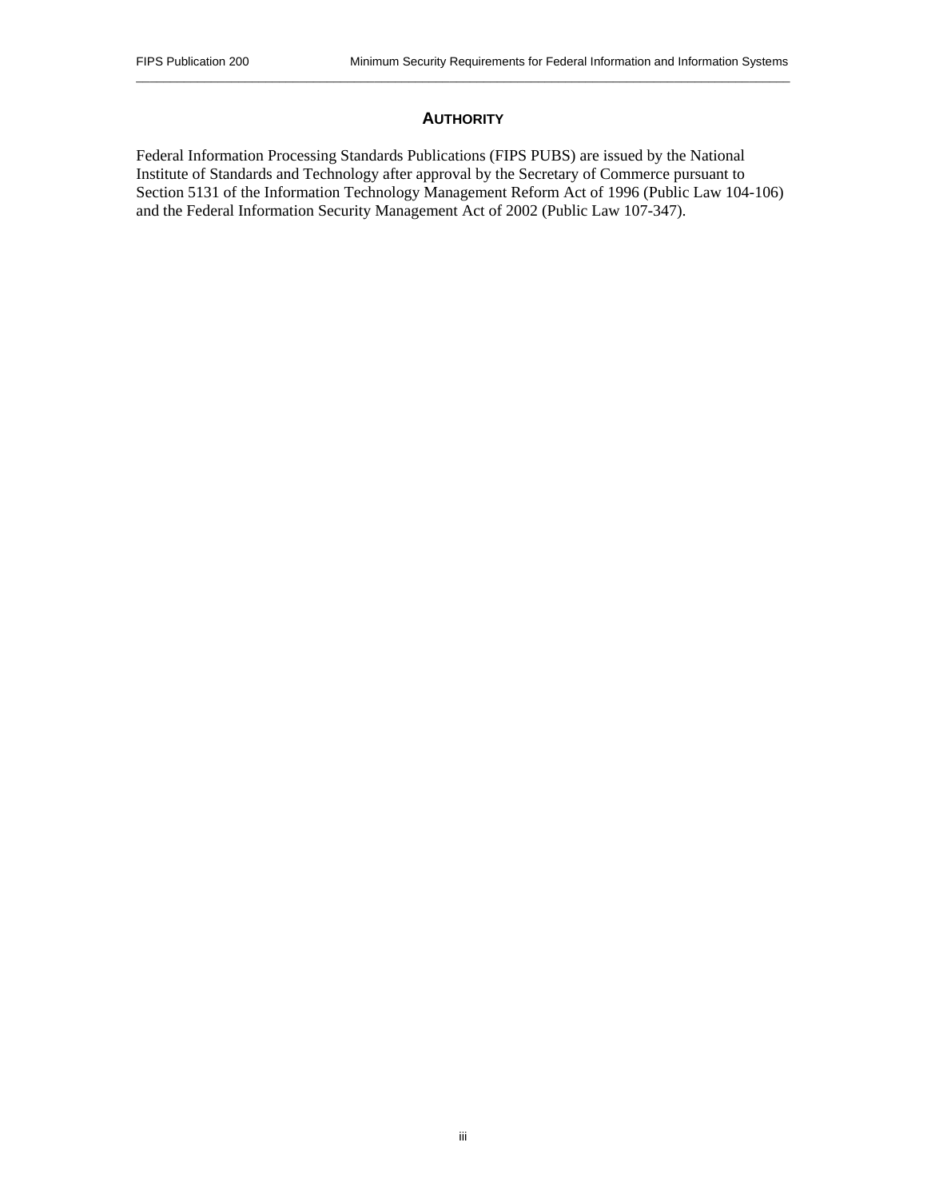## AUTHORITY

Federal Information Processing Standards Publications (FIPS PUBS) are issued by the National Institute of Standards and Technology after approval by the Secretary of Commerce pursuant to Section 5131 of the Information Technology Management Reform Act of 1996 (Public Law 104-106) and the Federal Information Security Management Act of 2002 (Public Law 107-347).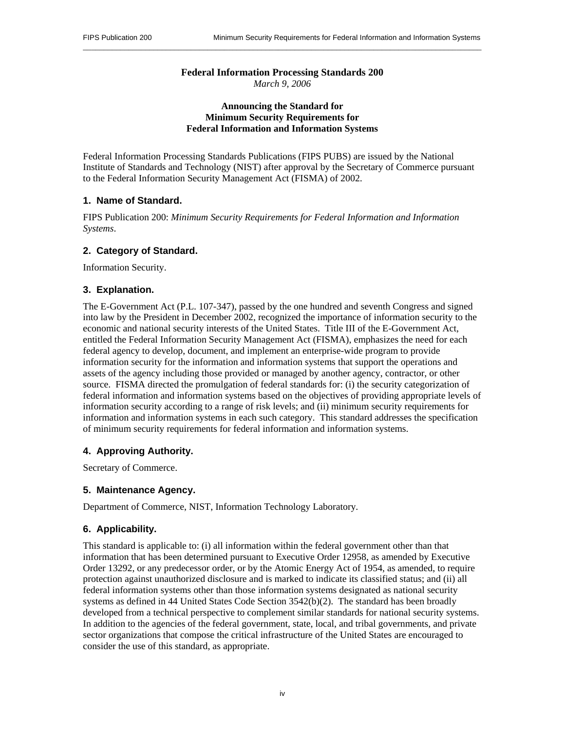**Federal Information Processing Standards 200**
*March 9, 2006*

**Announcing the Standard for**
**Minimum Security Requirements for**
**Federal Information and Information Systems**

Federal Information Processing Standards Publications (FIPS PUBS) are issued by the National Institute of Standards and Technology (NIST) after approval by the Secretary of Commerce pursuant to the Federal Information Security Management Act (FISMA) of 2002.

### 1. Name of Standard.

FIPS Publication 200: *Minimum Security Requirements for Federal Information and Information Systems*.

### 2. Category of Standard.

Information Security.

### 3. Explanation.

The E-Government Act (P.L. 107-347), passed by the one hundred and seventh Congress and signed into law by the President in December 2002, recognized the importance of information security to the economic and national security interests of the United States. Title III of the E-Government Act, entitled the Federal Information Security Management Act (FISMA), emphasizes the need for each federal agency to develop, document, and implement an enterprise-wide program to provide information security for the information and information systems that support the operations and assets of the agency including those provided or managed by another agency, contractor, or other source. FISMA directed the promulgation of federal standards for: (i) the security categorization of federal information and information systems based on the objectives of providing appropriate levels of information security according to a range of risk levels; and (ii) minimum security requirements for information and information systems in each such category. This standard addresses the specification of minimum security requirements for federal information and information systems.

### 4. Approving Authority.

Secretary of Commerce.

### 5. Maintenance Agency.

Department of Commerce, NIST, Information Technology Laboratory.

### 6. Applicability.

This standard is applicable to: (i) all information within the federal government other than that information that has been determined pursuant to Executive Order 12958, as amended by Executive Order 13292, or any predecessor order, or by the Atomic Energy Act of 1954, as amended, to require protection against unauthorized disclosure and is marked to indicate its classified status; and (ii) all federal information systems other than those information systems designated as national security systems as defined in 44 United States Code Section 3542(b)(2). The standard has been broadly developed from a technical perspective to complement similar standards for national security systems. In addition to the agencies of the federal government, state, local, and tribal governments, and private sector organizations that compose the critical infrastructure of the United States are encouraged to consider the use of this standard, as appropriate.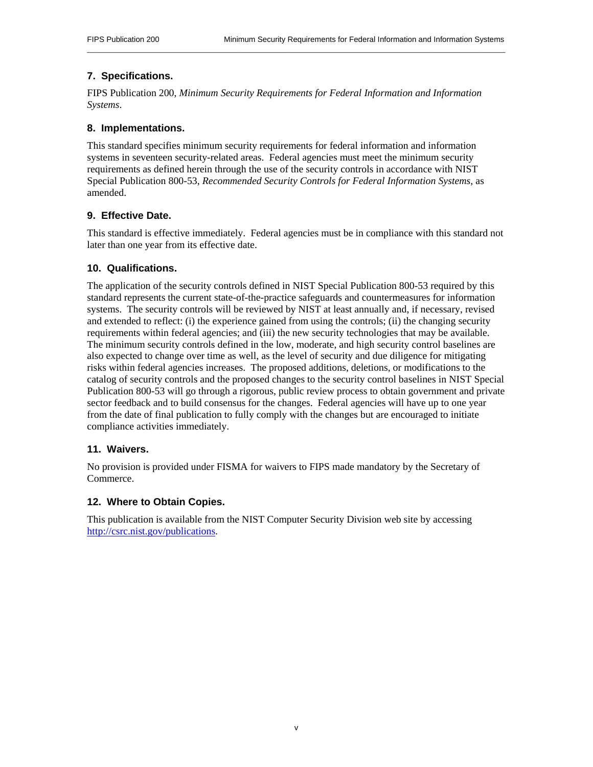### 7. Specifications.

FIPS Publication 200, *Minimum Security Requirements for Federal Information and Information Systems*.

### 8. Implementations.

This standard specifies minimum security requirements for federal information and information systems in seventeen security-related areas. Federal agencies must meet the minimum security requirements as defined herein through the use of the security controls in accordance with NIST Special Publication 800-53, *Recommended Security Controls for Federal Information Systems*, as amended.

### 9. Effective Date.

This standard is effective immediately. Federal agencies must be in compliance with this standard not later than one year from its effective date.

### 10. Qualifications.

The application of the security controls defined in NIST Special Publication 800-53 required by this standard represents the current state-of-the-practice safeguards and countermeasures for information systems. The security controls will be reviewed by NIST at least annually and, if necessary, revised and extended to reflect: (i) the experience gained from using the controls; (ii) the changing security requirements within federal agencies; and (iii) the new security technologies that may be available. The minimum security controls defined in the low, moderate, and high security control baselines are also expected to change over time as well, as the level of security and due diligence for mitigating risks within federal agencies increases. The proposed additions, deletions, or modifications to the catalog of security controls and the proposed changes to the security control baselines in NIST Special Publication 800-53 will go through a rigorous, public review process to obtain government and private sector feedback and to build consensus for the changes. Federal agencies will have up to one year from the date of final publication to fully comply with the changes but are encouraged to initiate compliance activities immediately.

### 11. Waivers.

No provision is provided under FISMA for waivers to FIPS made mandatory by the Secretary of Commerce.

### 12. Where to Obtain Copies.

This publication is available from the NIST Computer Security Division web site by accessing http://csrc.nist.gov/publications.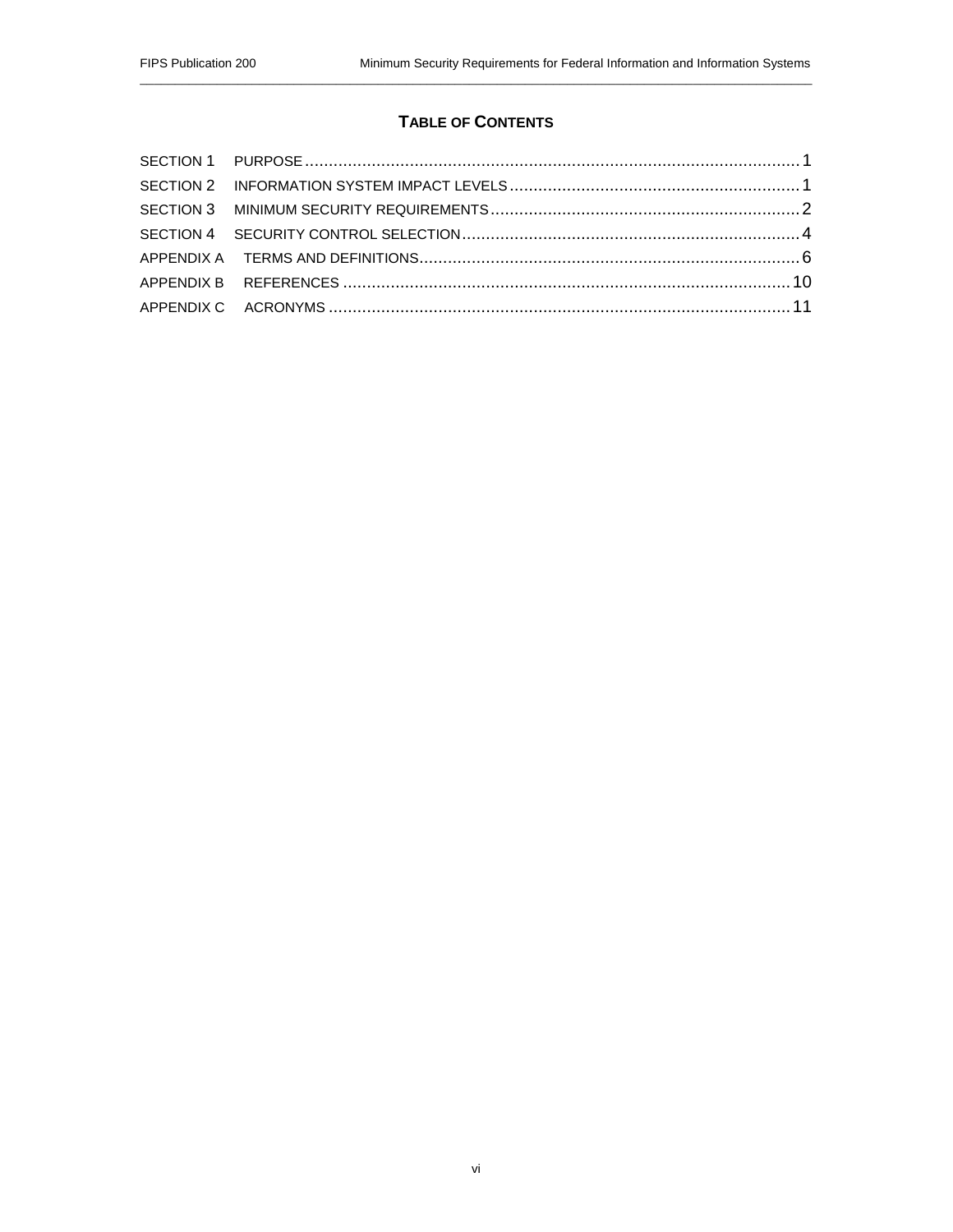## TABLE OF CONTENTS

SECTION 1 PURPOSE .......................................................................................................... 1

SECTION 2 INFORMATION SYSTEM IMPACT LEVELS ............................................................. 1

SECTION 3 MINIMUM SECURITY REQUIREMENTS ................................................................. 2

SECTION 4 SECURITY CONTROL SELECTION ....................................................................... 4

APPENDIX A TERMS AND DEFINITIONS ................................................................................ 6

APPENDIX B REFERENCES ............................................................................................... 10

APPENDIX C ACRONYMS .................................................................................................. 11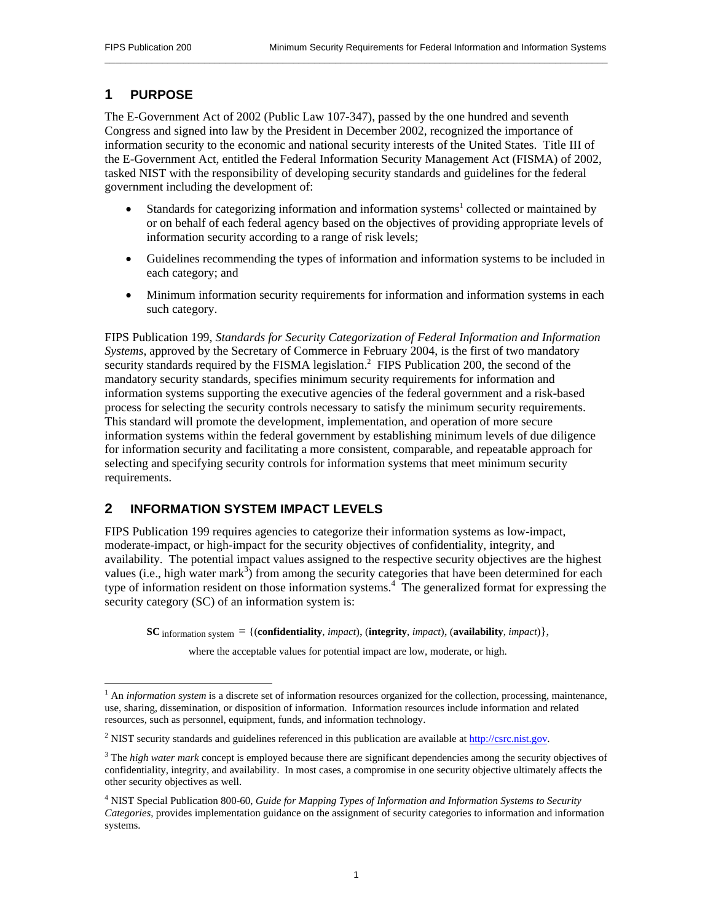## 1 PURPOSE

The E-Government Act of 2002 (Public Law 107-347), passed by the one hundred and seventh Congress and signed into law by the President in December 2002, recognized the importance of information security to the economic and national security interests of the United States. Title III of the E-Government Act, entitled the Federal Information Security Management Act (FISMA) of 2002, tasked NIST with the responsibility of developing security standards and guidelines for the federal government including the development of:

- Standards for categorizing information and information systems[1] collected or maintained by or on behalf of each federal agency based on the objectives of providing appropriate levels of information security according to a range of risk levels;
- Guidelines recommending the types of information and information systems to be included in each category; and
- Minimum information security requirements for information and information systems in each such category.

FIPS Publication 199, *Standards for Security Categorization of Federal Information and Information Systems*, approved by the Secretary of Commerce in February 2004, is the first of two mandatory security standards required by the FISMA legislation.[2] FIPS Publication 200, the second of the mandatory security standards, specifies minimum security requirements for information and information systems supporting the executive agencies of the federal government and a risk-based process for selecting the security controls necessary to satisfy the minimum security requirements. This standard will promote the development, implementation, and operation of more secure information systems within the federal government by establishing minimum levels of due diligence for information security and facilitating a more consistent, comparable, and repeatable approach for selecting and specifying security controls for information systems that meet minimum security requirements.

## 2 INFORMATION SYSTEM IMPACT LEVELS

FIPS Publication 199 requires agencies to categorize their information systems as low-impact, moderate-impact, or high-impact for the security objectives of confidentiality, integrity, and availability. The potential impact values assigned to the respective security objectives are the highest values (i.e., high water mark[3]) from among the security categories that have been determined for each type of information resident on those information systems.[4] The generalized format for expressing the security category (SC) of an information system is:

$$\textbf{SC}_{\text{information system}} = \{(\textbf{confidentiality}, \textit{impact}), (\textbf{integrity}, \textit{impact}), (\textbf{availability}, \textit{impact})\},$$

where the acceptable values for potential impact are low, moderate, or high.

---

[1] An *information system* is a discrete set of information resources organized for the collection, processing, maintenance, use, sharing, dissemination, or disposition of information. Information resources include information and related resources, such as personnel, equipment, funds, and information technology.

[2] NIST security standards and guidelines referenced in this publication are available at http://csrc.nist.gov.

[3] The *high water mark* concept is employed because there are significant dependencies among the security objectives of confidentiality, integrity, and availability. In most cases, a compromise in one security objective ultimately affects the other security objectives as well.

[4] NIST Special Publication 800-60, *Guide for Mapping Types of Information and Information Systems to Security Categories*, provides implementation guidance on the assignment of security categories to information and information systems.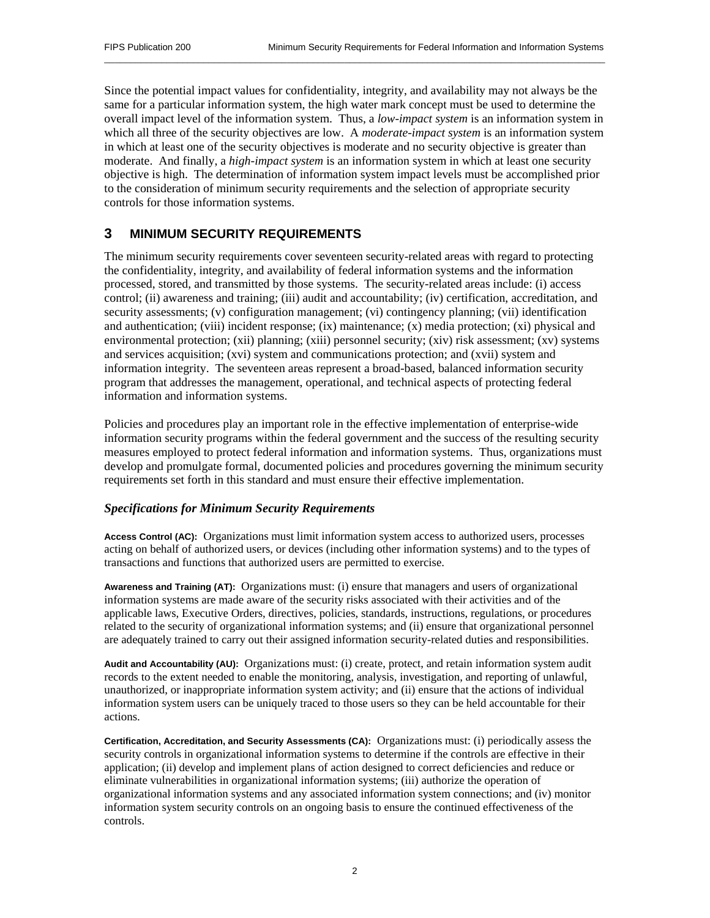Since the potential impact values for confidentiality, integrity, and availability may not always be the same for a particular information system, the high water mark concept must be used to determine the overall impact level of the information system. Thus, a *low-impact system* is an information system in which all three of the security objectives are low. A *moderate-impact system* is an information system in which at least one of the security objectives is moderate and no security objective is greater than moderate. And finally, a *high-impact system* is an information system in which at least one security objective is high. The determination of information system impact levels must be accomplished prior to the consideration of minimum security requirements and the selection of appropriate security controls for those information systems.

## 3 MINIMUM SECURITY REQUIREMENTS

The minimum security requirements cover seventeen security-related areas with regard to protecting the confidentiality, integrity, and availability of federal information systems and the information processed, stored, and transmitted by those systems. The security-related areas include: (i) access control; (ii) awareness and training; (iii) audit and accountability; (iv) certification, accreditation, and security assessments; (v) configuration management; (vi) contingency planning; (vii) identification and authentication; (viii) incident response; (ix) maintenance; (x) media protection; (xi) physical and environmental protection; (xii) planning; (xiii) personnel security; (xiv) risk assessment; (xv) systems and services acquisition; (xvi) system and communications protection; and (xvii) system and information integrity. The seventeen areas represent a broad-based, balanced information security program that addresses the management, operational, and technical aspects of protecting federal information and information systems.

Policies and procedures play an important role in the effective implementation of enterprise-wide information security programs within the federal government and the success of the resulting security measures employed to protect federal information and information systems. Thus, organizations must develop and promulgate formal, documented policies and procedures governing the minimum security requirements set forth in this standard and must ensure their effective implementation.

### *Specifications for Minimum Security Requirements*

**Access Control (AC):** Organizations must limit information system access to authorized users, processes acting on behalf of authorized users, or devices (including other information systems) and to the types of transactions and functions that authorized users are permitted to exercise.

**Awareness and Training (AT):** Organizations must: (i) ensure that managers and users of organizational information systems are made aware of the security risks associated with their activities and of the applicable laws, Executive Orders, directives, policies, standards, instructions, regulations, or procedures related to the security of organizational information systems; and (ii) ensure that organizational personnel are adequately trained to carry out their assigned information security-related duties and responsibilities.

**Audit and Accountability (AU):** Organizations must: (i) create, protect, and retain information system audit records to the extent needed to enable the monitoring, analysis, investigation, and reporting of unlawful, unauthorized, or inappropriate information system activity; and (ii) ensure that the actions of individual information system users can be uniquely traced to those users so they can be held accountable for their actions.

**Certification, Accreditation, and Security Assessments (CA):** Organizations must: (i) periodically assess the security controls in organizational information systems to determine if the controls are effective in their application; (ii) develop and implement plans of action designed to correct deficiencies and reduce or eliminate vulnerabilities in organizational information systems; (iii) authorize the operation of organizational information systems and any associated information system connections; and (iv) monitor information system security controls on an ongoing basis to ensure the continued effectiveness of the controls.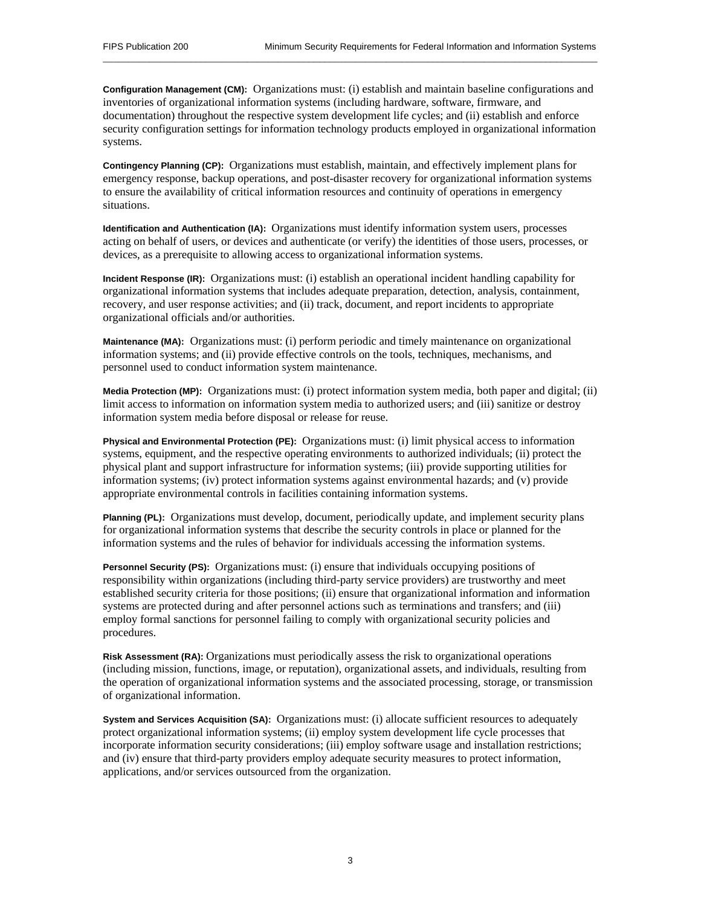**Configuration Management (CM):** Organizations must: (i) establish and maintain baseline configurations and inventories of organizational information systems (including hardware, software, firmware, and documentation) throughout the respective system development life cycles; and (ii) establish and enforce security configuration settings for information technology products employed in organizational information systems.

**Contingency Planning (CP):** Organizations must establish, maintain, and effectively implement plans for emergency response, backup operations, and post-disaster recovery for organizational information systems to ensure the availability of critical information resources and continuity of operations in emergency situations.

**Identification and Authentication (IA):** Organizations must identify information system users, processes acting on behalf of users, or devices and authenticate (or verify) the identities of those users, processes, or devices, as a prerequisite to allowing access to organizational information systems.

**Incident Response (IR):** Organizations must: (i) establish an operational incident handling capability for organizational information systems that includes adequate preparation, detection, analysis, containment, recovery, and user response activities; and (ii) track, document, and report incidents to appropriate organizational officials and/or authorities.

**Maintenance (MA):** Organizations must: (i) perform periodic and timely maintenance on organizational information systems; and (ii) provide effective controls on the tools, techniques, mechanisms, and personnel used to conduct information system maintenance.

**Media Protection (MP):** Organizations must: (i) protect information system media, both paper and digital; (ii) limit access to information on information system media to authorized users; and (iii) sanitize or destroy information system media before disposal or release for reuse.

**Physical and Environmental Protection (PE):** Organizations must: (i) limit physical access to information systems, equipment, and the respective operating environments to authorized individuals; (ii) protect the physical plant and support infrastructure for information systems; (iii) provide supporting utilities for information systems; (iv) protect information systems against environmental hazards; and (v) provide appropriate environmental controls in facilities containing information systems.

**Planning (PL):** Organizations must develop, document, periodically update, and implement security plans for organizational information systems that describe the security controls in place or planned for the information systems and the rules of behavior for individuals accessing the information systems.

**Personnel Security (PS):** Organizations must: (i) ensure that individuals occupying positions of responsibility within organizations (including third-party service providers) are trustworthy and meet established security criteria for those positions; (ii) ensure that organizational information and information systems are protected during and after personnel actions such as terminations and transfers; and (iii) employ formal sanctions for personnel failing to comply with organizational security policies and procedures.

**Risk Assessment (RA):** Organizations must periodically assess the risk to organizational operations (including mission, functions, image, or reputation), organizational assets, and individuals, resulting from the operation of organizational information systems and the associated processing, storage, or transmission of organizational information.

**System and Services Acquisition (SA):** Organizations must: (i) allocate sufficient resources to adequately protect organizational information systems; (ii) employ system development life cycle processes that incorporate information security considerations; (iii) employ software usage and installation restrictions; and (iv) ensure that third-party providers employ adequate security measures to protect information, applications, and/or services outsourced from the organization.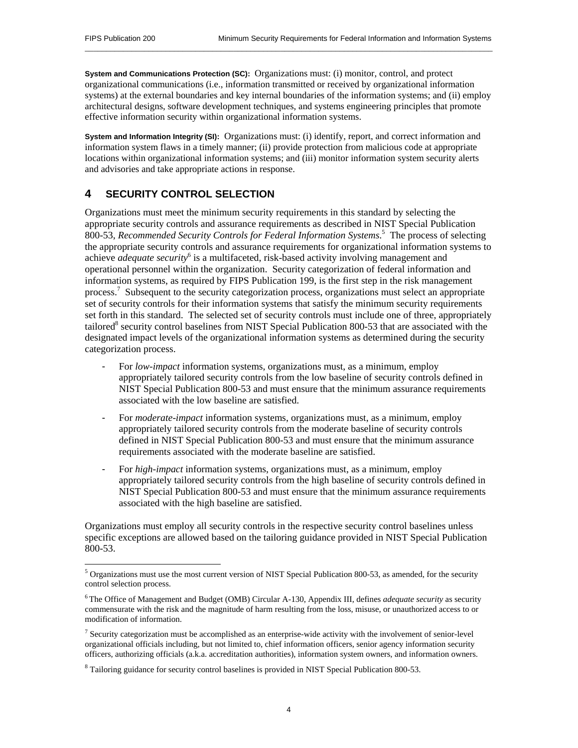**System and Communications Protection (SC):** Organizations must: (i) monitor, control, and protect organizational communications (i.e., information transmitted or received by organizational information systems) at the external boundaries and key internal boundaries of the information systems; and (ii) employ architectural designs, software development techniques, and systems engineering principles that promote effective information security within organizational information systems.

**System and Information Integrity (SI):** Organizations must: (i) identify, report, and correct information and information system flaws in a timely manner; (ii) provide protection from malicious code at appropriate locations within organizational information systems; and (iii) monitor information system security alerts and advisories and take appropriate actions in response.

## 4 SECURITY CONTROL SELECTION

Organizations must meet the minimum security requirements in this standard by selecting the appropriate security controls and assurance requirements as described in NIST Special Publication 800-53, *Recommended Security Controls for Federal Information Systems*.[5] The process of selecting the appropriate security controls and assurance requirements for organizational information systems to achieve *adequate security*[6] is a multifaceted, risk-based activity involving management and operational personnel within the organization. Security categorization of federal information and information systems, as required by FIPS Publication 199, is the first step in the risk management process.[7] Subsequent to the security categorization process, organizations must select an appropriate set of security controls for their information systems that satisfy the minimum security requirements set forth in this standard. The selected set of security controls must include one of three, appropriately tailored[8] security control baselines from NIST Special Publication 800-53 that are associated with the designated impact levels of the organizational information systems as determined during the security categorization process.

- For *low-impact* information systems, organizations must, as a minimum, employ appropriately tailored security controls from the low baseline of security controls defined in NIST Special Publication 800-53 and must ensure that the minimum assurance requirements associated with the low baseline are satisfied.
- For *moderate-impact* information systems, organizations must, as a minimum, employ appropriately tailored security controls from the moderate baseline of security controls defined in NIST Special Publication 800-53 and must ensure that the minimum assurance requirements associated with the moderate baseline are satisfied.
- For *high-impact* information systems, organizations must, as a minimum, employ appropriately tailored security controls from the high baseline of security controls defined in NIST Special Publication 800-53 and must ensure that the minimum assurance requirements associated with the high baseline are satisfied.

Organizations must employ all security controls in the respective security control baselines unless specific exceptions are allowed based on the tailoring guidance provided in NIST Special Publication 800-53.

---

[5] Organizations must use the most current version of NIST Special Publication 800-53, as amended, for the security control selection process.

[6] The Office of Management and Budget (OMB) Circular A-130, Appendix III, defines *adequate security* as security commensurate with the risk and the magnitude of harm resulting from the loss, misuse, or unauthorized access to or modification of information.

[7] Security categorization must be accomplished as an enterprise-wide activity with the involvement of senior-level organizational officials including, but not limited to, chief information officers, senior agency information security officers, authorizing officials (a.k.a. accreditation authorities), information system owners, and information owners.

[8] Tailoring guidance for security control baselines is provided in NIST Special Publication 800-53.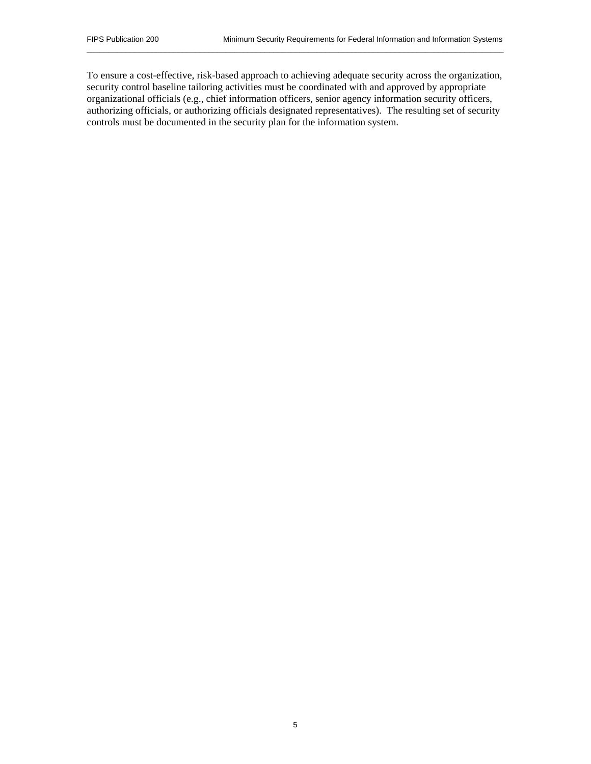To ensure a cost-effective, risk-based approach to achieving adequate security across the organization, security control baseline tailoring activities must be coordinated with and approved by appropriate organizational officials (e.g., chief information officers, senior agency information security officers, authorizing officials, or authorizing officials designated representatives). The resulting set of security controls must be documented in the security plan for the information system.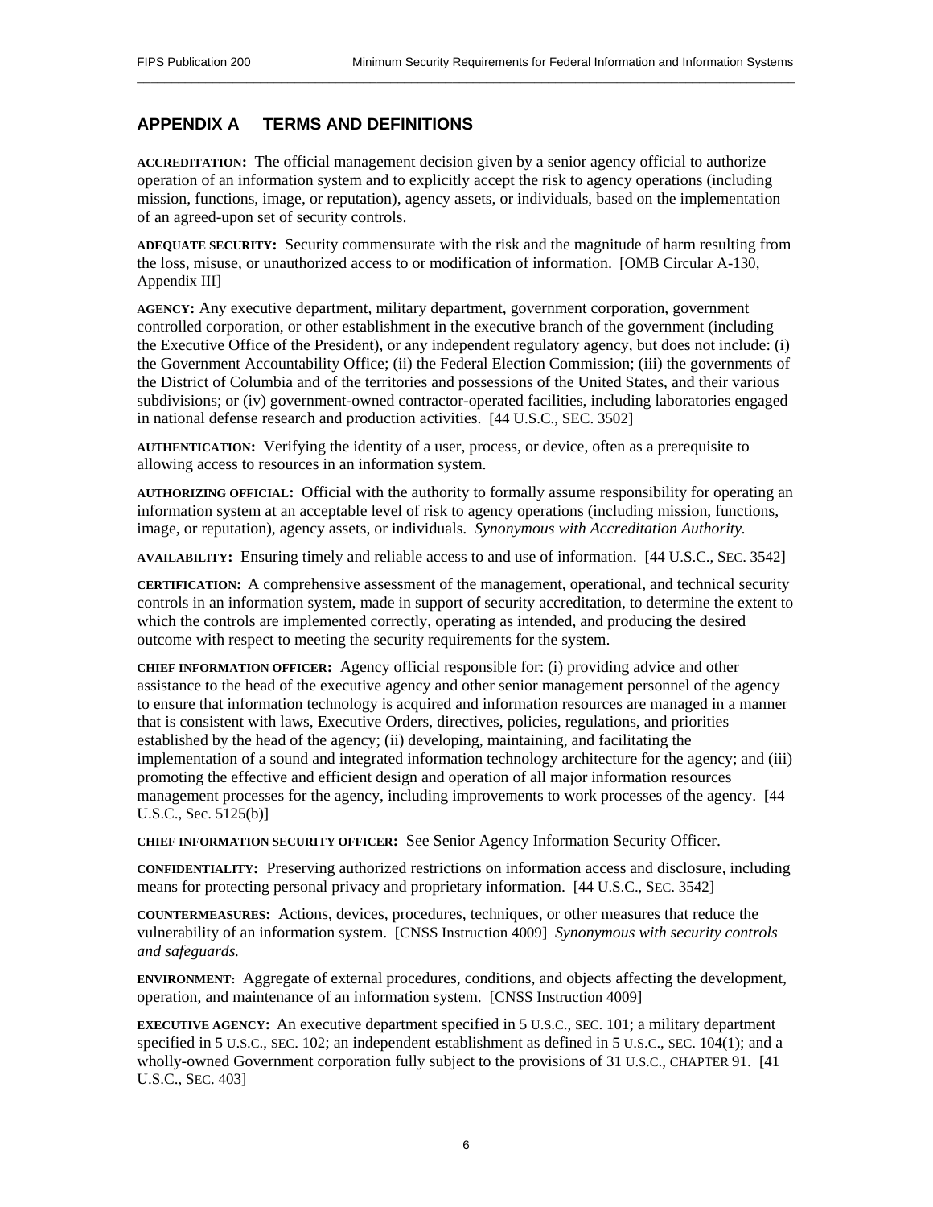## APPENDIX A TERMS AND DEFINITIONS

**ACCREDITATION:** The official management decision given by a senior agency official to authorize operation of an information system and to explicitly accept the risk to agency operations (including mission, functions, image, or reputation), agency assets, or individuals, based on the implementation of an agreed-upon set of security controls.

**ADEQUATE SECURITY:** Security commensurate with the risk and the magnitude of harm resulting from the loss, misuse, or unauthorized access to or modification of information. [OMB Circular A-130, Appendix III]

**AGENCY:** Any executive department, military department, government corporation, government controlled corporation, or other establishment in the executive branch of the government (including the Executive Office of the President), or any independent regulatory agency, but does not include: (i) the Government Accountability Office; (ii) the Federal Election Commission; (iii) the governments of the District of Columbia and of the territories and possessions of the United States, and their various subdivisions; or (iv) government-owned contractor-operated facilities, including laboratories engaged in national defense research and production activities. [44 U.S.C., SEC. 3502]

**AUTHENTICATION:** Verifying the identity of a user, process, or device, often as a prerequisite to allowing access to resources in an information system.

**AUTHORIZING OFFICIAL:** Official with the authority to formally assume responsibility for operating an information system at an acceptable level of risk to agency operations (including mission, functions, image, or reputation), agency assets, or individuals. *Synonymous with Accreditation Authority.*

**AVAILABILITY:** Ensuring timely and reliable access to and use of information. [44 U.S.C., SEC. 3542]

**CERTIFICATION:** A comprehensive assessment of the management, operational, and technical security controls in an information system, made in support of security accreditation, to determine the extent to which the controls are implemented correctly, operating as intended, and producing the desired outcome with respect to meeting the security requirements for the system.

**CHIEF INFORMATION OFFICER:** Agency official responsible for: (i) providing advice and other assistance to the head of the executive agency and other senior management personnel of the agency to ensure that information technology is acquired and information resources are managed in a manner that is consistent with laws, Executive Orders, directives, policies, regulations, and priorities established by the head of the agency; (ii) developing, maintaining, and facilitating the implementation of a sound and integrated information technology architecture for the agency; and (iii) promoting the effective and efficient design and operation of all major information resources management processes for the agency, including improvements to work processes of the agency. [44 U.S.C., Sec. 5125(b)]

**CHIEF INFORMATION SECURITY OFFICER:** See Senior Agency Information Security Officer.

**CONFIDENTIALITY:** Preserving authorized restrictions on information access and disclosure, including means for protecting personal privacy and proprietary information. [44 U.S.C., SEC. 3542]

**COUNTERMEASURES:** Actions, devices, procedures, techniques, or other measures that reduce the vulnerability of an information system. [CNSS Instruction 4009] *Synonymous with security controls and safeguards.*

**ENVIRONMENT:** Aggregate of external procedures, conditions, and objects affecting the development, operation, and maintenance of an information system. [CNSS Instruction 4009]

**EXECUTIVE AGENCY:** An executive department specified in 5 U.S.C., SEC. 101; a military department specified in 5 U.S.C., SEC. 102; an independent establishment as defined in 5 U.S.C., SEC. 104(1); and a wholly-owned Government corporation fully subject to the provisions of 31 U.S.C., CHAPTER 91. [41 U.S.C., SEC. 403]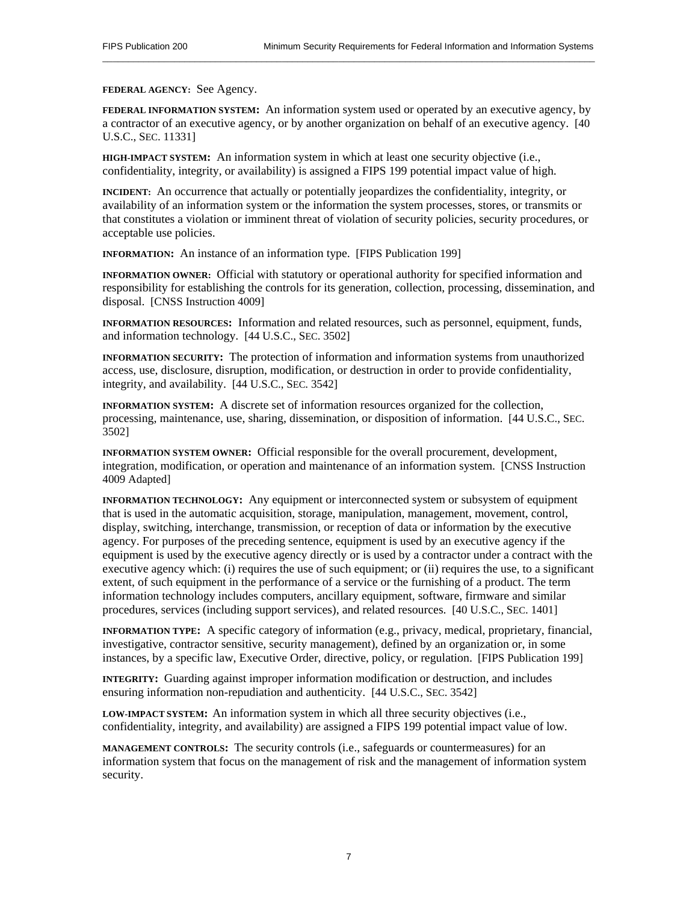**FEDERAL AGENCY:** See Agency.

**FEDERAL INFORMATION SYSTEM:** An information system used or operated by an executive agency, by a contractor of an executive agency, or by another organization on behalf of an executive agency. [40 U.S.C., SEC. 11331]

**HIGH-IMPACT SYSTEM:** An information system in which at least one security objective (i.e., confidentiality, integrity, or availability) is assigned a FIPS 199 potential impact value of high.

**INCIDENT:** An occurrence that actually or potentially jeopardizes the confidentiality, integrity, or availability of an information system or the information the system processes, stores, or transmits or that constitutes a violation or imminent threat of violation of security policies, security procedures, or acceptable use policies.

**INFORMATION:** An instance of an information type. [FIPS Publication 199]

**INFORMATION OWNER:** Official with statutory or operational authority for specified information and responsibility for establishing the controls for its generation, collection, processing, dissemination, and disposal. [CNSS Instruction 4009]

**INFORMATION RESOURCES:** Information and related resources, such as personnel, equipment, funds, and information technology. [44 U.S.C., SEC. 3502]

**INFORMATION SECURITY:** The protection of information and information systems from unauthorized access, use, disclosure, disruption, modification, or destruction in order to provide confidentiality, integrity, and availability. [44 U.S.C., SEC. 3542]

**INFORMATION SYSTEM:** A discrete set of information resources organized for the collection, processing, maintenance, use, sharing, dissemination, or disposition of information. [44 U.S.C., SEC. 3502]

**INFORMATION SYSTEM OWNER:** Official responsible for the overall procurement, development, integration, modification, or operation and maintenance of an information system. [CNSS Instruction 4009 Adapted]

**INFORMATION TECHNOLOGY:** Any equipment or interconnected system or subsystem of equipment that is used in the automatic acquisition, storage, manipulation, management, movement, control, display, switching, interchange, transmission, or reception of data or information by the executive agency. For purposes of the preceding sentence, equipment is used by an executive agency if the equipment is used by the executive agency directly or is used by a contractor under a contract with the executive agency which: (i) requires the use of such equipment; or (ii) requires the use, to a significant extent, of such equipment in the performance of a service or the furnishing of a product. The term information technology includes computers, ancillary equipment, software, firmware and similar procedures, services (including support services), and related resources. [40 U.S.C., SEC. 1401]

**INFORMATION TYPE:** A specific category of information (e.g., privacy, medical, proprietary, financial, investigative, contractor sensitive, security management), defined by an organization or, in some instances, by a specific law, Executive Order, directive, policy, or regulation. [FIPS Publication 199]

**INTEGRITY:** Guarding against improper information modification or destruction, and includes ensuring information non-repudiation and authenticity. [44 U.S.C., SEC. 3542]

**LOW-IMPACT SYSTEM:** An information system in which all three security objectives (i.e., confidentiality, integrity, and availability) are assigned a FIPS 199 potential impact value of low.

**MANAGEMENT CONTROLS:** The security controls (i.e., safeguards or countermeasures) for an information system that focus on the management of risk and the management of information system security.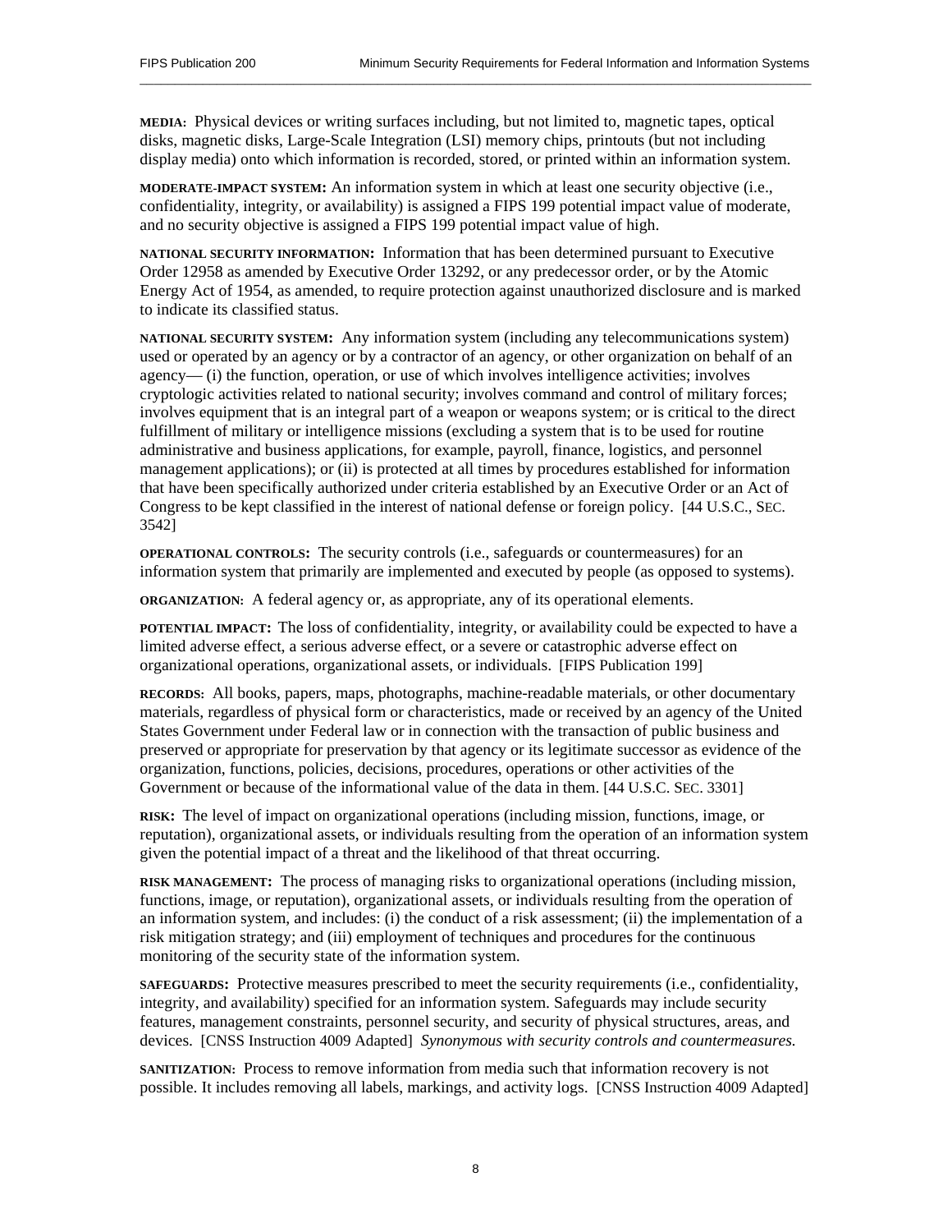**MEDIA:** Physical devices or writing surfaces including, but not limited to, magnetic tapes, optical disks, magnetic disks, Large-Scale Integration (LSI) memory chips, printouts (but not including display media) onto which information is recorded, stored, or printed within an information system.

**MODERATE-IMPACT SYSTEM:** An information system in which at least one security objective (i.e., confidentiality, integrity, or availability) is assigned a FIPS 199 potential impact value of moderate, and no security objective is assigned a FIPS 199 potential impact value of high.

**NATIONAL SECURITY INFORMATION:** Information that has been determined pursuant to Executive Order 12958 as amended by Executive Order 13292, or any predecessor order, or by the Atomic Energy Act of 1954, as amended, to require protection against unauthorized disclosure and is marked to indicate its classified status.

**NATIONAL SECURITY SYSTEM:** Any information system (including any telecommunications system) used or operated by an agency or by a contractor of an agency, or other organization on behalf of an agency— (i) the function, operation, or use of which involves intelligence activities; involves cryptologic activities related to national security; involves command and control of military forces; involves equipment that is an integral part of a weapon or weapons system; or is critical to the direct fulfillment of military or intelligence missions (excluding a system that is to be used for routine administrative and business applications, for example, payroll, finance, logistics, and personnel management applications); or (ii) is protected at all times by procedures established for information that have been specifically authorized under criteria established by an Executive Order or an Act of Congress to be kept classified in the interest of national defense or foreign policy. [44 U.S.C., SEC. 3542]

**OPERATIONAL CONTROLS:** The security controls (i.e., safeguards or countermeasures) for an information system that primarily are implemented and executed by people (as opposed to systems).

**ORGANIZATION:** A federal agency or, as appropriate, any of its operational elements.

**POTENTIAL IMPACT:** The loss of confidentiality, integrity, or availability could be expected to have a limited adverse effect, a serious adverse effect, or a severe or catastrophic adverse effect on organizational operations, organizational assets, or individuals. [FIPS Publication 199]

**RECORDS:** All books, papers, maps, photographs, machine-readable materials, or other documentary materials, regardless of physical form or characteristics, made or received by an agency of the United States Government under Federal law or in connection with the transaction of public business and preserved or appropriate for preservation by that agency or its legitimate successor as evidence of the organization, functions, policies, decisions, procedures, operations or other activities of the Government or because of the informational value of the data in them. [44 U.S.C. SEC. 3301]

**RISK:** The level of impact on organizational operations (including mission, functions, image, or reputation), organizational assets, or individuals resulting from the operation of an information system given the potential impact of a threat and the likelihood of that threat occurring.

**RISK MANAGEMENT:** The process of managing risks to organizational operations (including mission, functions, image, or reputation), organizational assets, or individuals resulting from the operation of an information system, and includes: (i) the conduct of a risk assessment; (ii) the implementation of a risk mitigation strategy; and (iii) employment of techniques and procedures for the continuous monitoring of the security state of the information system.

**SAFEGUARDS:** Protective measures prescribed to meet the security requirements (i.e., confidentiality, integrity, and availability) specified for an information system. Safeguards may include security features, management constraints, personnel security, and security of physical structures, areas, and devices. [CNSS Instruction 4009 Adapted] *Synonymous with security controls and countermeasures.*

**SANITIZATION:** Process to remove information from media such that information recovery is not possible. It includes removing all labels, markings, and activity logs. [CNSS Instruction 4009 Adapted]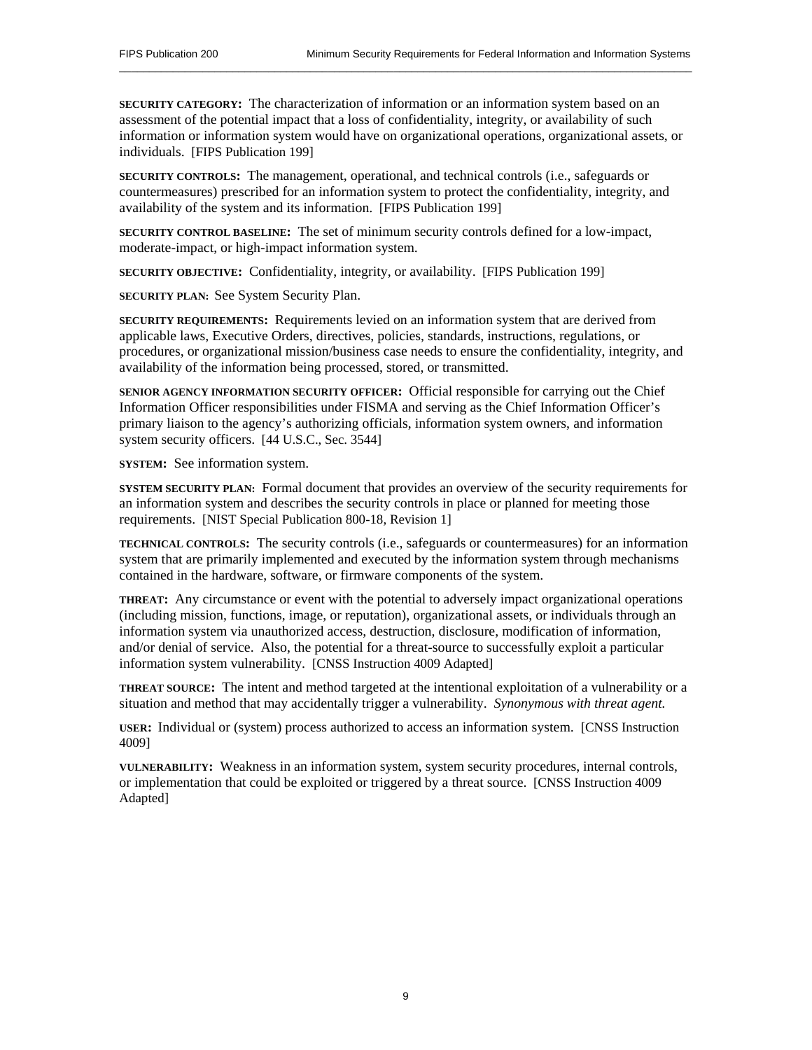**SECURITY CATEGORY:** The characterization of information or an information system based on an assessment of the potential impact that a loss of confidentiality, integrity, or availability of such information or information system would have on organizational operations, organizational assets, or individuals. [FIPS Publication 199]

**SECURITY CONTROLS:** The management, operational, and technical controls (i.e., safeguards or countermeasures) prescribed for an information system to protect the confidentiality, integrity, and availability of the system and its information. [FIPS Publication 199]

**SECURITY CONTROL BASELINE:** The set of minimum security controls defined for a low-impact, moderate-impact, or high-impact information system.

**SECURITY OBJECTIVE:** Confidentiality, integrity, or availability. [FIPS Publication 199]

**SECURITY PLAN:** See System Security Plan.

**SECURITY REQUIREMENTS:** Requirements levied on an information system that are derived from applicable laws, Executive Orders, directives, policies, standards, instructions, regulations, or procedures, or organizational mission/business case needs to ensure the confidentiality, integrity, and availability of the information being processed, stored, or transmitted.

**SENIOR AGENCY INFORMATION SECURITY OFFICER:** Official responsible for carrying out the Chief Information Officer responsibilities under FISMA and serving as the Chief Information Officer's primary liaison to the agency's authorizing officials, information system owners, and information system security officers. [44 U.S.C., Sec. 3544]

**SYSTEM:** See information system.

**SYSTEM SECURITY PLAN:** Formal document that provides an overview of the security requirements for an information system and describes the security controls in place or planned for meeting those requirements. [NIST Special Publication 800-18, Revision 1]

**TECHNICAL CONTROLS:** The security controls (i.e., safeguards or countermeasures) for an information system that are primarily implemented and executed by the information system through mechanisms contained in the hardware, software, or firmware components of the system.

**THREAT:** Any circumstance or event with the potential to adversely impact organizational operations (including mission, functions, image, or reputation), organizational assets, or individuals through an information system via unauthorized access, destruction, disclosure, modification of information, and/or denial of service. Also, the potential for a threat-source to successfully exploit a particular information system vulnerability. [CNSS Instruction 4009 Adapted]

**THREAT SOURCE:** The intent and method targeted at the intentional exploitation of a vulnerability or a situation and method that may accidentally trigger a vulnerability. *Synonymous with threat agent.*

**USER:** Individual or (system) process authorized to access an information system. [CNSS Instruction 4009]

**VULNERABILITY:** Weakness in an information system, system security procedures, internal controls, or implementation that could be exploited or triggered by a threat source. [CNSS Instruction 4009 Adapted]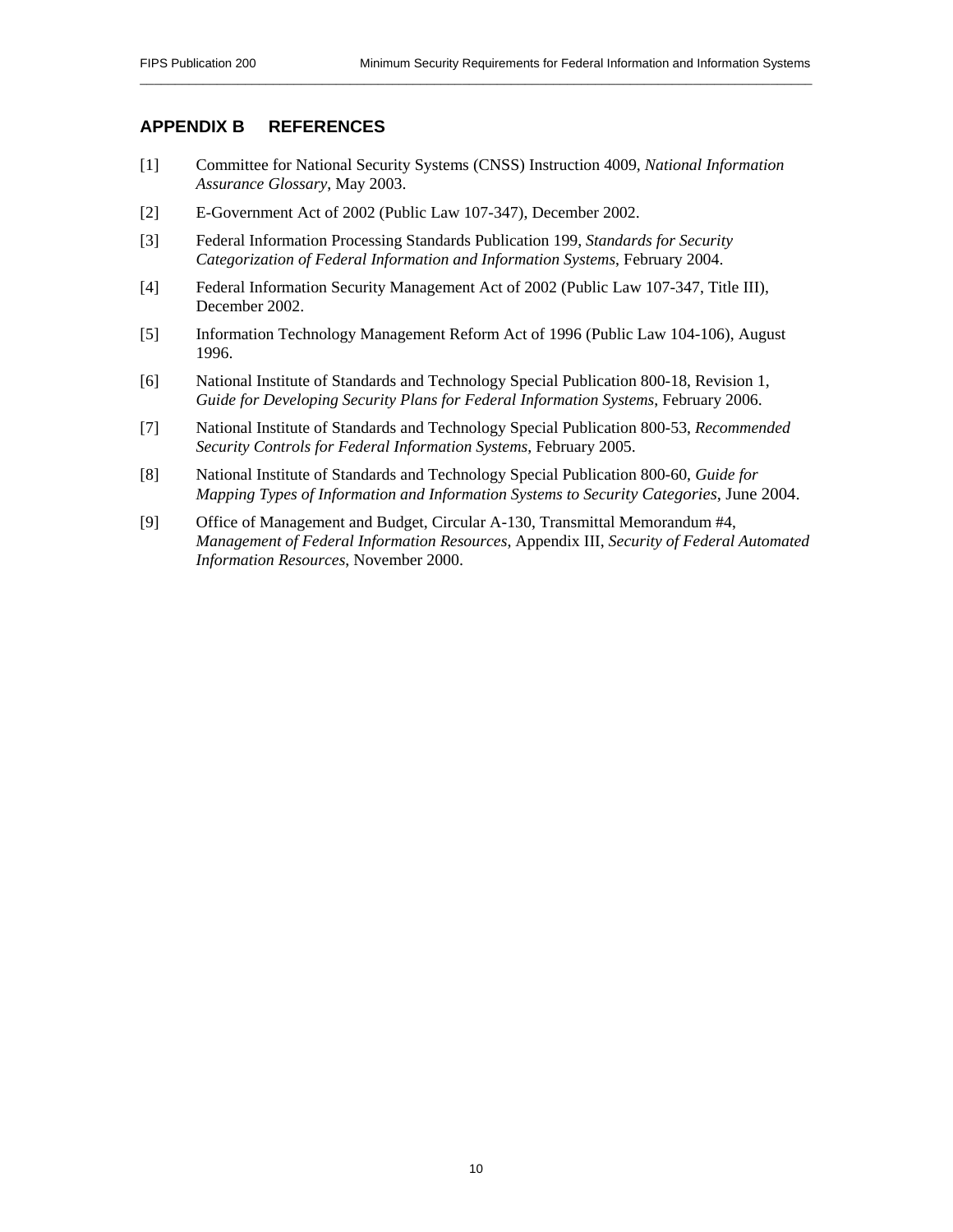## APPENDIX B REFERENCES

[1] Committee for National Security Systems (CNSS) Instruction 4009, *National Information Assurance Glossary*, May 2003.

[2] E-Government Act of 2002 (Public Law 107-347), December 2002.

[3] Federal Information Processing Standards Publication 199, *Standards for Security Categorization of Federal Information and Information Systems*, February 2004.

[4] Federal Information Security Management Act of 2002 (Public Law 107-347, Title III), December 2002.

[5] Information Technology Management Reform Act of 1996 (Public Law 104-106), August 1996.

[6] National Institute of Standards and Technology Special Publication 800-18, Revision 1, *Guide for Developing Security Plans for Federal Information Systems*, February 2006.

[7] National Institute of Standards and Technology Special Publication 800-53, *Recommended Security Controls for Federal Information Systems*, February 2005.

[8] National Institute of Standards and Technology Special Publication 800-60, *Guide for Mapping Types of Information and Information Systems to Security Categories*, June 2004.

[9] Office of Management and Budget, Circular A-130, Transmittal Memorandum #4, *Management of Federal Information Resources*, Appendix III, *Security of Federal Automated Information Resources*, November 2000.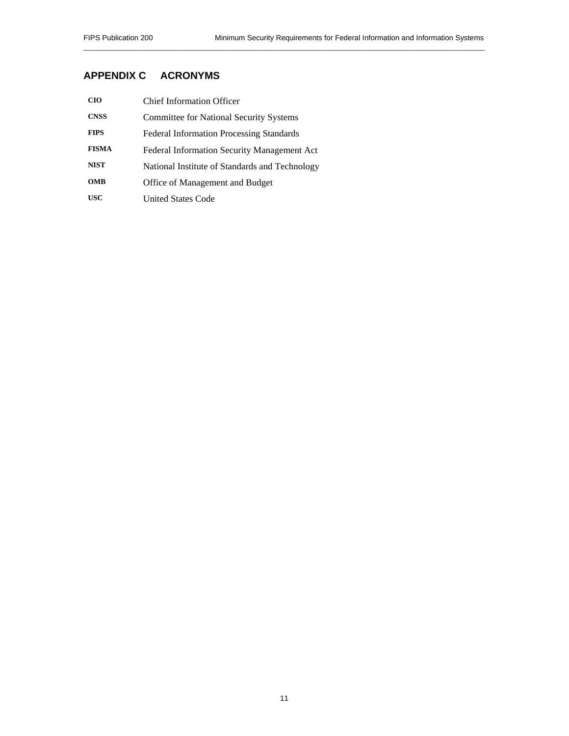## APPENDIX C ACRONYMS

| | |
|---|---|
| **CIO** | Chief Information Officer |
| **CNSS** | Committee for National Security Systems |
| **FIPS** | Federal Information Processing Standards |
| **FISMA** | Federal Information Security Management Act |
| **NIST** | National Institute of Standards and Technology |
| **OMB** | Office of Management and Budget |
| **USC** | United States Code |